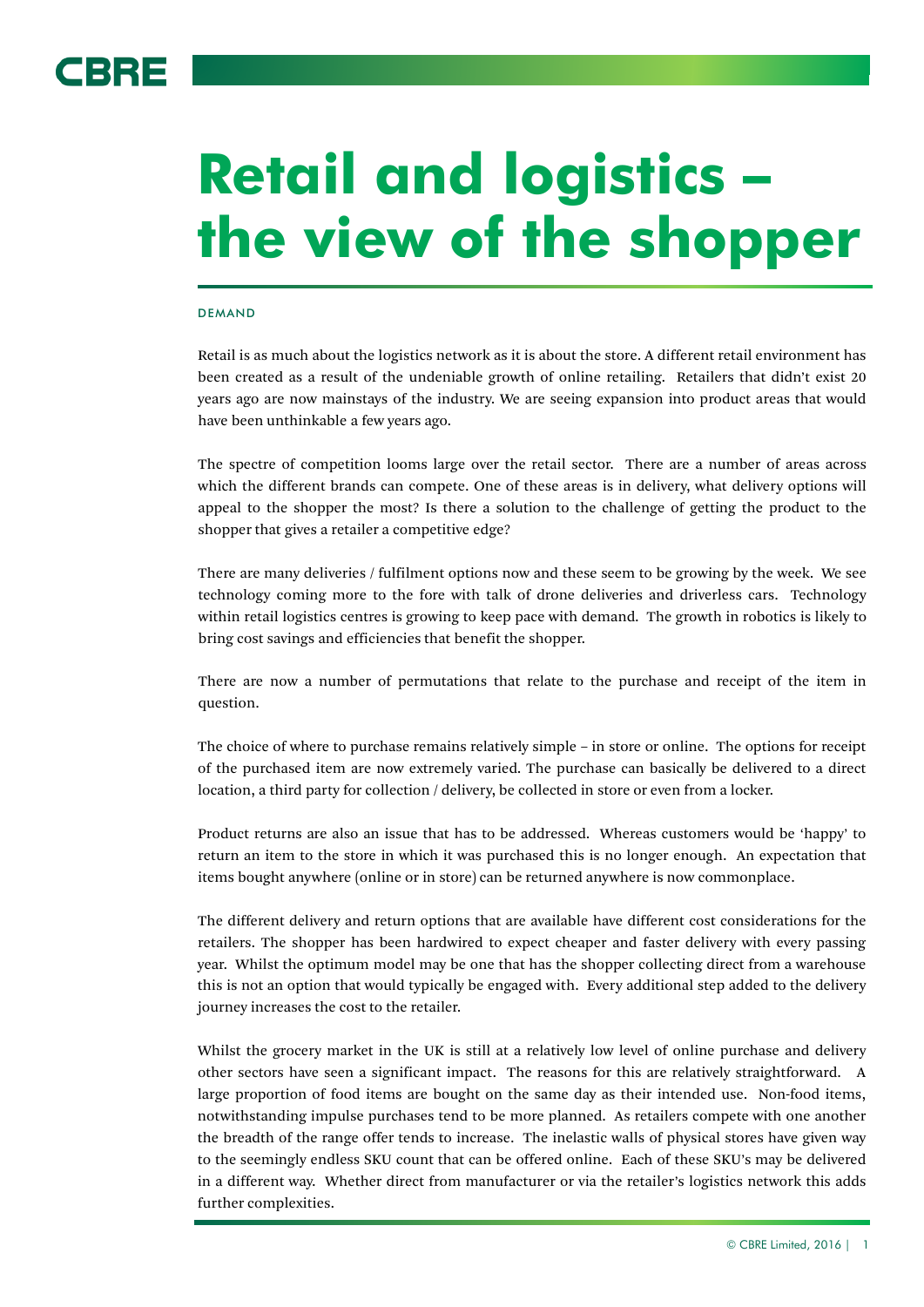# Retail and logistics – the view of the shopper

## DEMAND

Retail is as much about the logistics network as it is about the store. A different retail environment has been created as a result of the undeniable growth of online retailing. Retailers that didn't exist 20 years ago are now mainstays of the industry. We are seeing expansion into product areas that would have been unthinkable a few years ago.

The spectre of competition looms large over the retail sector. There are a number of areas across which the different brands can compete. One of these areas is in delivery, what delivery options will appeal to the shopper the most? Is there a solution to the challenge of getting the product to the shopper that gives a retailer a competitive edge?

There are many deliveries / fulfilment options now and these seem to be growing by the week. We see technology coming more to the fore with talk of drone deliveries and driverless cars. Technology within retail logistics centres is growing to keep pace with demand. The growth in robotics is likely to bring cost savings and efficiencies that benefit the shopper.

There are now a number of permutations that relate to the purchase and receipt of the item in question.

The choice of where to purchase remains relatively simple – in store or online. The options for receipt of the purchased item are now extremely varied. The purchase can basically be delivered to a direct location, a third party for collection / delivery, be collected in store or even from a locker.

Product returns are also an issue that has to be addressed. Whereas customers would be 'happy' to return an item to the store in which it was purchased this is no longer enough. An expectation that items bought anywhere (online or in store) can be returned anywhere is now commonplace.

The different delivery and return options that are available have different cost considerations for the retailers. The shopper has been hardwired to expect cheaper and faster delivery with every passing year. Whilst the optimum model may be one that has the shopper collecting direct from a warehouse this is not an option that would typically be engaged with. Every additional step added to the delivery journey increases the cost to the retailer.

Whilst the grocery market in the UK is still at a relatively low level of online purchase and delivery other sectors have seen a significant impact. The reasons for this are relatively straightforward. A large proportion of food items are bought on the same day as their intended use. Non-food items, notwithstanding impulse purchases tend to be more planned. As retailers compete with one another the breadth of the range offer tends to increase. The inelastic walls of physical stores have given way to the seemingly endless SKU count that can be offered online. Each of these SKU's may be delivered in a different way. Whether direct from manufacturer or via the retailer's logistics network this adds further complexities.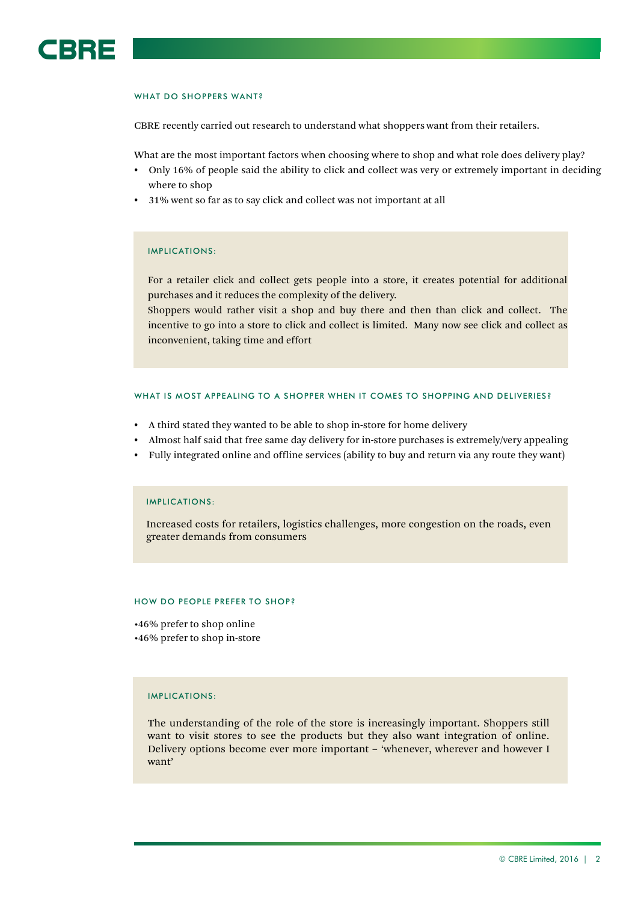## WHAT DO SHOPPERS WANT?

CBRE recently carried out research to understand what shoppers want from their retailers.

What are the most important factors when choosing where to shop and what role does delivery play?

- Only 16% of people said the ability to click and collect was very or extremely important in deciding where to shop
- 31% went so far as to say click and collect was not important at all

### IMPLICATIONS:

For a retailer click and collect gets people into a store, it creates potential for additional purchases and it reduces the complexity of the delivery.
Shoppers would rather visit a shop and buy there and then than click and collect. The incentive to go into a store to click and collect is limited. Many now see click and collect as inconvenient, taking time and effort

## WHAT IS MOST APPEALING TO A SHOPPER WHEN IT COMES TO SHOPPING AND DELIVERIES?

- A third stated they wanted to be able to shop in-store for home delivery
- Almost half said that free same day delivery for in-store purchases is extremely/very appealing
- Fully integrated online and offline services (ability to buy and return via any route they want)

### IMPLICATIONS:

Increased costs for retailers, logistics challenges, more congestion on the roads, even greater demands from consumers

## HOW DO PEOPLE PREFER TO SHOP?

•46% prefer to shop online
•46% prefer to shop in-store

### IMPLICATIONS:

The understanding of the role of the store is increasingly important. Shoppers still want to visit stores to see the products but they also want integration of online. Delivery options become ever more important – 'whenever, wherever and however I want'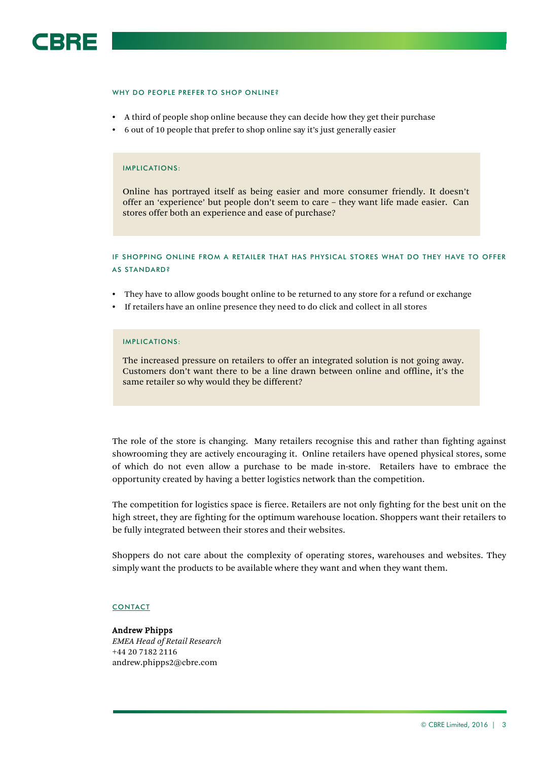### WHY DO PEOPLE PREFER TO SHOP ONLINE?

- A third of people shop online because they can decide how they get their purchase
- 6 out of 10 people that prefer to shop online say it's just generally easier

#### IMPLICATIONS:

Online has portrayed itself as being easier and more consumer friendly. It doesn't offer an 'experience' but people don't seem to care – they want life made easier. Can stores offer both an experience and ease of purchase?

### IF SHOPPING ONLINE FROM A RETAILER THAT HAS PHYSICAL STORES WHAT DO THEY HAVE TO OFFER AS STANDARD?

- They have to allow goods bought online to be returned to any store for a refund or exchange
- If retailers have an online presence they need to do click and collect in all stores

#### IMPLICATIONS:

The increased pressure on retailers to offer an integrated solution is not going away. Customers don't want there to be a line drawn between online and offline, it's the same retailer so why would they be different?

The role of the store is changing. Many retailers recognise this and rather than fighting against showrooming they are actively encouraging it. Online retailers have opened physical stores, some of which do not even allow a purchase to be made in-store. Retailers have to embrace the opportunity created by having a better logistics network than the competition.

The competition for logistics space is fierce. Retailers are not only fighting for the best unit on the high street, they are fighting for the optimum warehouse location. Shoppers want their retailers to be fully integrated between their stores and their websites.

Shoppers do not care about the complexity of operating stores, warehouses and websites. They simply want the products to be available where they want and when they want them.

### CONTACT

**Andrew Phipps**
*EMEA Head of Retail Research*
+44 20 7182 2116
andrew.phipps2@cbre.com

© CBRE Limited, 2016